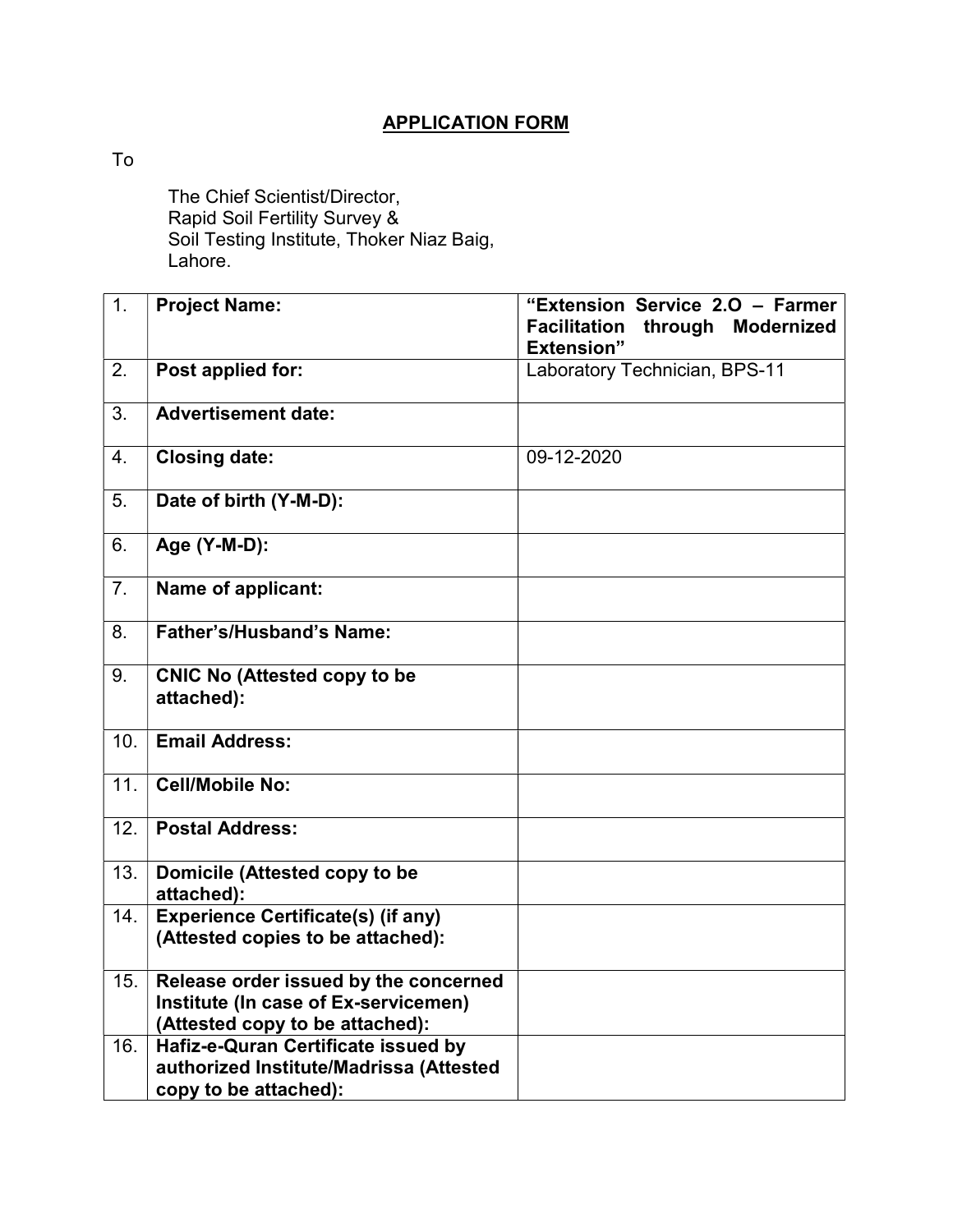# APPLICATION FORM

To

The Chief Scientist/Director,
Rapid Soil Fertility Survey &
Soil Testing Institute, Thoker Niaz Baig,
Lahore.

| | | |
|---|---|---|
| 1. | **Project Name:** | **"Extension Service 2.O – Farmer Facilitation through Modernized Extension"** |
| 2. | **Post applied for:** | Laboratory Technician, BPS-11 |
| 3. | **Advertisement date:** | |
| 4. | **Closing date:** | 09-12-2020 |
| 5. | **Date of birth (Y-M-D):** | |
| 6. | **Age (Y-M-D):** | |
| 7. | **Name of applicant:** | |
| 8. | **Father's/Husband's Name:** | |
| 9. | **CNIC No (Attested copy to be attached):** | |
| 10. | **Email Address:** | |
| 11. | **Cell/Mobile No:** | |
| 12. | **Postal Address:** | |
| 13. | **Domicile (Attested copy to be attached):** | |
| 14. | **Experience Certificate(s) (if any) (Attested copies to be attached):** | |
| 15. | **Release order issued by the concerned Institute (In case of Ex-servicemen) (Attested copy to be attached):** | |
| 16. | **Hafiz-e-Quran Certificate issued by authorized Institute/Madrissa (Attested copy to be attached):** | |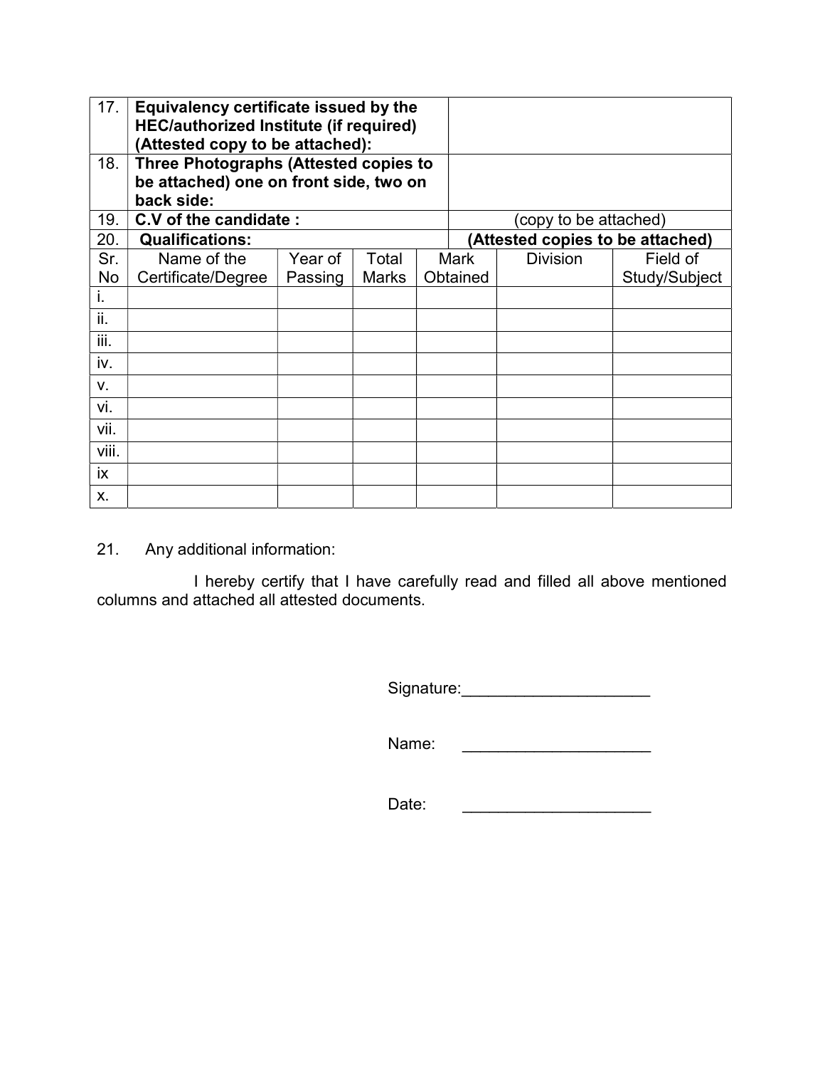| | | |
|---|---|---|
| 17. | **Equivalency certificate issued by the HEC/authorized Institute (if required) (Attested copy to be attached):** | |
| 18. | **Three Photographs (Attested copies to be attached) one on front side, two on back side:** | |
| 19. | **C.V of the candidate :** | (copy to be attached) |
| 20. | **Qualifications:** | **(Attested copies to be attached)** |

| Sr. No | Name of the Certificate/Degree | Year of Passing | Total Marks | Mark Obtained | Division | Field of Study/Subject |
|---|---|---|---|---|---|---|
| i. | | | | | | |
| ii. | | | | | | |
| iii. | | | | | | |
| iv. | | | | | | |
| v. | | | | | | |
| vi. | | | | | | |
| vii. | | | | | | |
| viii. | | | | | | |
| ix | | | | | | |
| x. | | | | | | |

21. Any additional information:

I hereby certify that I have carefully read and filled all above mentioned columns and attached all attested documents.

Signature:_____________________

Name: _____________________

Date: _____________________